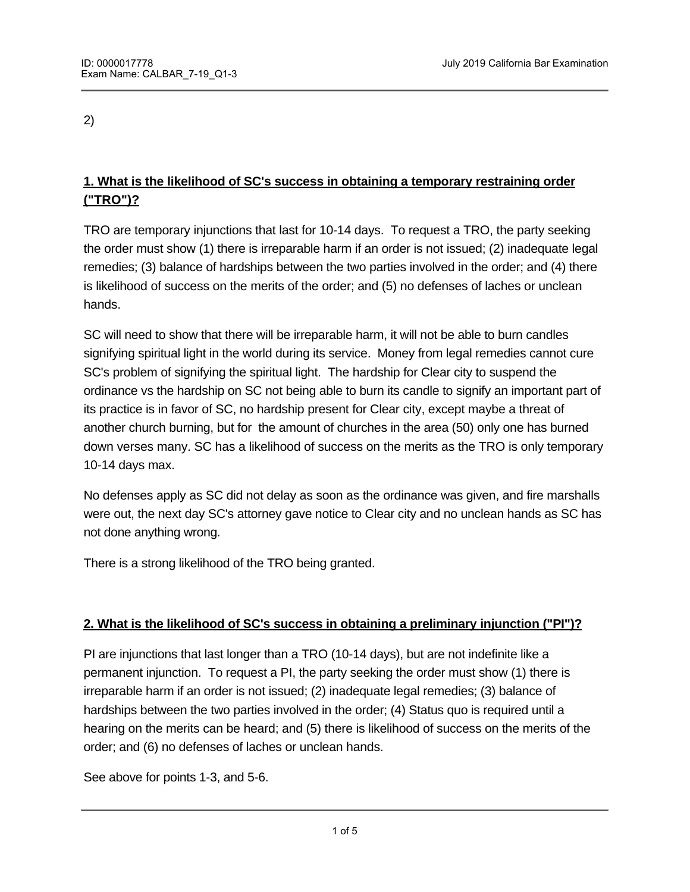2)

**1. What is the likelihood of SC's success in obtaining a temporary restraining order ("TRO")?**

TRO are temporary injunctions that last for 10-14 days. To request a TRO, the party seeking the order must show (1) there is irreparable harm if an order is not issued; (2) inadequate legal remedies; (3) balance of hardships between the two parties involved in the order; and (4) there is likelihood of success on the merits of the order; and (5) no defenses of laches or unclean hands.

SC will need to show that there will be irreparable harm, it will not be able to burn candles signifying spiritual light in the world during its service. Money from legal remedies cannot cure SC's problem of signifying the spiritual light. The hardship for Clear city to suspend the ordinance vs the hardship on SC not being able to burn its candle to signify an important part of its practice is in favor of SC, no hardship present for Clear city, except maybe a threat of another church burning, but for the amount of churches in the area (50) only one has burned down verses many. SC has a likelihood of success on the merits as the TRO is only temporary 10-14 days max.

No defenses apply as SC did not delay as soon as the ordinance was given, and fire marshalls were out, the next day SC's attorney gave notice to Clear city and no unclean hands as SC has not done anything wrong.

There is a strong likelihood of the TRO being granted.

**2. What is the likelihood of SC's success in obtaining a preliminary injunction ("PI")?**

PI are injunctions that last longer than a TRO (10-14 days), but are not indefinite like a permanent injunction. To request a PI, the party seeking the order must show (1) there is irreparable harm if an order is not issued; (2) inadequate legal remedies; (3) balance of hardships between the two parties involved in the order; (4) Status quo is required until a hearing on the merits can be heard; and (5) there is likelihood of success on the merits of the order; and (6) no defenses of laches or unclean hands.

See above for points 1-3, and 5-6.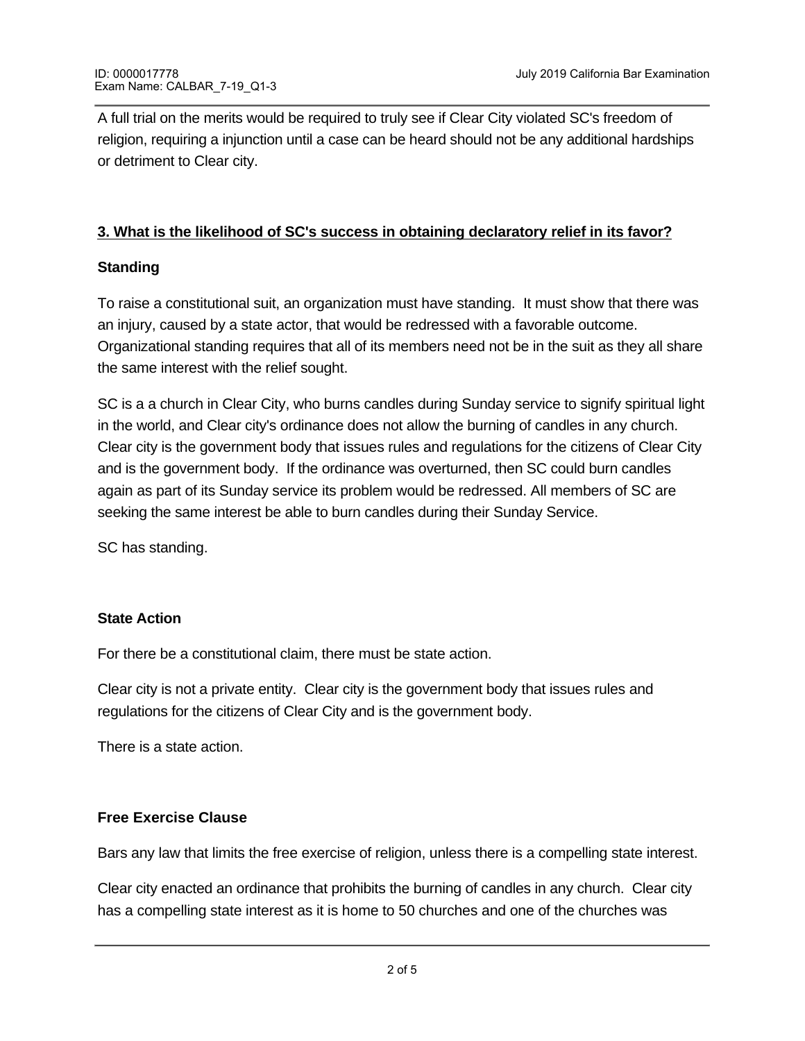A full trial on the merits would be required to truly see if Clear City violated SC's freedom of religion, requiring a injunction until a case can be heard should not be any additional hardships or detriment to Clear city.

**3. What is the likelihood of SC's success in obtaining declaratory relief in its favor?**

**Standing**

To raise a constitutional suit, an organization must have standing. It must show that there was an injury, caused by a state actor, that would be redressed with a favorable outcome. Organizational standing requires that all of its members need not be in the suit as they all share the same interest with the relief sought.

SC is a a church in Clear City, who burns candles during Sunday service to signify spiritual light in the world, and Clear city's ordinance does not allow the burning of candles in any church. Clear city is the government body that issues rules and regulations for the citizens of Clear City and is the government body. If the ordinance was overturned, then SC could burn candles again as part of its Sunday service its problem would be redressed. All members of SC are seeking the same interest be able to burn candles during their Sunday Service.

SC has standing.

**State Action**

For there be a constitutional claim, there must be state action.

Clear city is not a private entity. Clear city is the government body that issues rules and regulations for the citizens of Clear City and is the government body.

There is a state action.

**Free Exercise Clause**

Bars any law that limits the free exercise of religion, unless there is a compelling state interest.

Clear city enacted an ordinance that prohibits the burning of candles in any church. Clear city has a compelling state interest as it is home to 50 churches and one of the churches was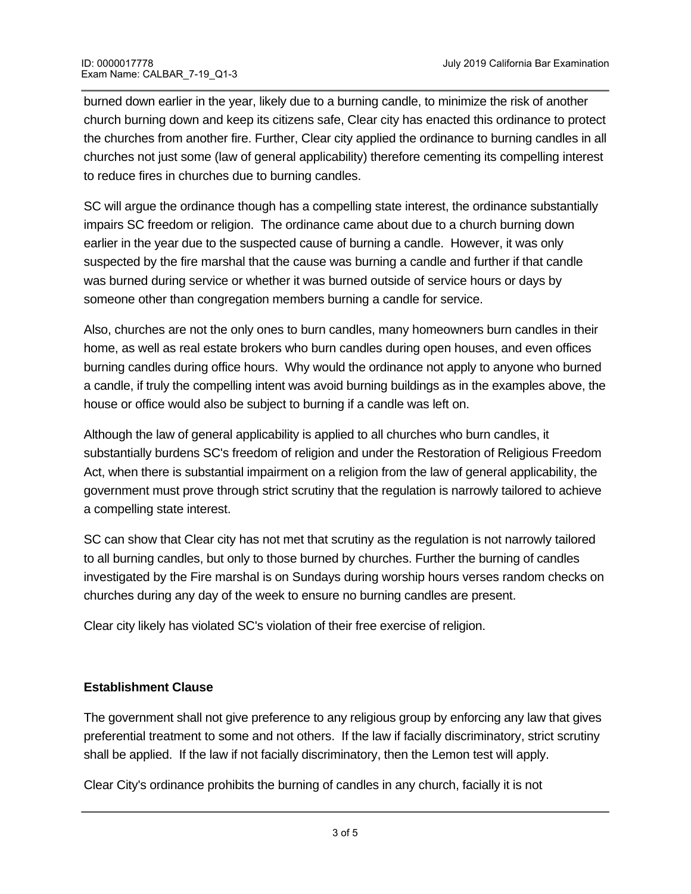burned down earlier in the year, likely due to a burning candle, to minimize the risk of another church burning down and keep its citizens safe, Clear city has enacted this ordinance to protect the churches from another fire. Further, Clear city applied the ordinance to burning candles in all churches not just some (law of general applicability) therefore cementing its compelling interest to reduce fires in churches due to burning candles.

SC will argue the ordinance though has a compelling state interest, the ordinance substantially impairs SC freedom or religion. The ordinance came about due to a church burning down earlier in the year due to the suspected cause of burning a candle. However, it was only suspected by the fire marshal that the cause was burning a candle and further if that candle was burned during service or whether it was burned outside of service hours or days by someone other than congregation members burning a candle for service.

Also, churches are not the only ones to burn candles, many homeowners burn candles in their home, as well as real estate brokers who burn candles during open houses, and even offices burning candles during office hours. Why would the ordinance not apply to anyone who burned a candle, if truly the compelling intent was avoid burning buildings as in the examples above, the house or office would also be subject to burning if a candle was left on.

Although the law of general applicability is applied to all churches who burn candles, it substantially burdens SC's freedom of religion and under the Restoration of Religious Freedom Act, when there is substantial impairment on a religion from the law of general applicability, the government must prove through strict scrutiny that the regulation is narrowly tailored to achieve a compelling state interest.

SC can show that Clear city has not met that scrutiny as the regulation is not narrowly tailored to all burning candles, but only to those burned by churches. Further the burning of candles investigated by the Fire marshal is on Sundays during worship hours verses random checks on churches during any day of the week to ensure no burning candles are present.

Clear city likely has violated SC's violation of their free exercise of religion.

**Establishment Clause**

The government shall not give preference to any religious group by enforcing any law that gives preferential treatment to some and not others. If the law if facially discriminatory, strict scrutiny shall be applied. If the law if not facially discriminatory, then the Lemon test will apply.

Clear City's ordinance prohibits the burning of candles in any church, facially it is not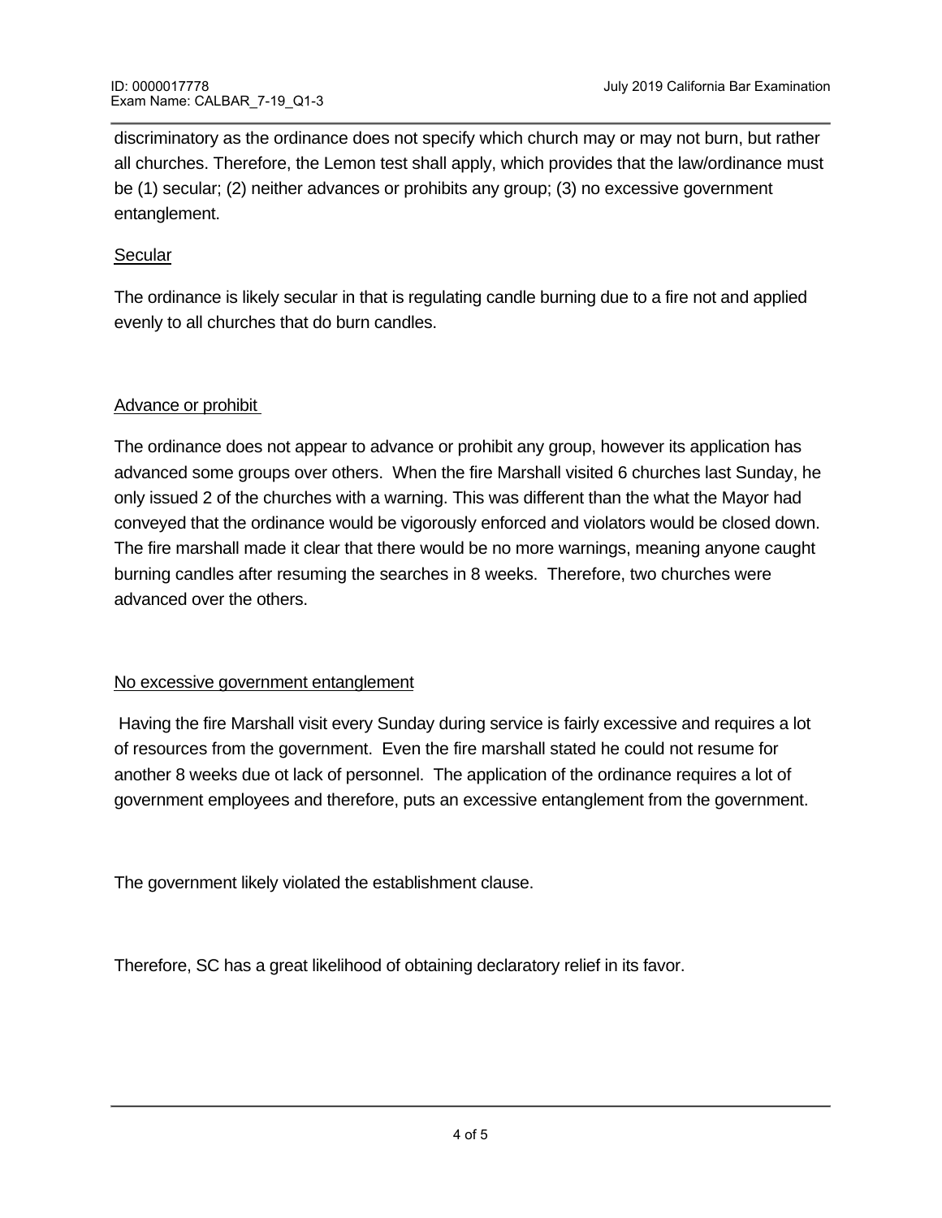discriminatory as the ordinance does not specify which church may or may not burn, but rather all churches. Therefore, the Lemon test shall apply, which provides that the law/ordinance must be (1) secular; (2) neither advances or prohibits any group; (3) no excessive government entanglement.

<u>Secular</u>

The ordinance is likely secular in that is regulating candle burning due to a fire not and applied evenly to all churches that do burn candles.

<u>Advance or prohibit</u>

The ordinance does not appear to advance or prohibit any group, however its application has advanced some groups over others. When the fire Marshall visited 6 churches last Sunday, he only issued 2 of the churches with a warning. This was different than the what the Mayor had conveyed that the ordinance would be vigorously enforced and violators would be closed down. The fire marshall made it clear that there would be no more warnings, meaning anyone caught burning candles after resuming the searches in 8 weeks. Therefore, two churches were advanced over the others.

<u>No excessive government entanglement</u>

Having the fire Marshall visit every Sunday during service is fairly excessive and requires a lot of resources from the government. Even the fire marshall stated he could not resume for another 8 weeks due ot lack of personnel. The application of the ordinance requires a lot of government employees and therefore, puts an excessive entanglement from the government.

The government likely violated the establishment clause.

Therefore, SC has a great likelihood of obtaining declaratory relief in its favor.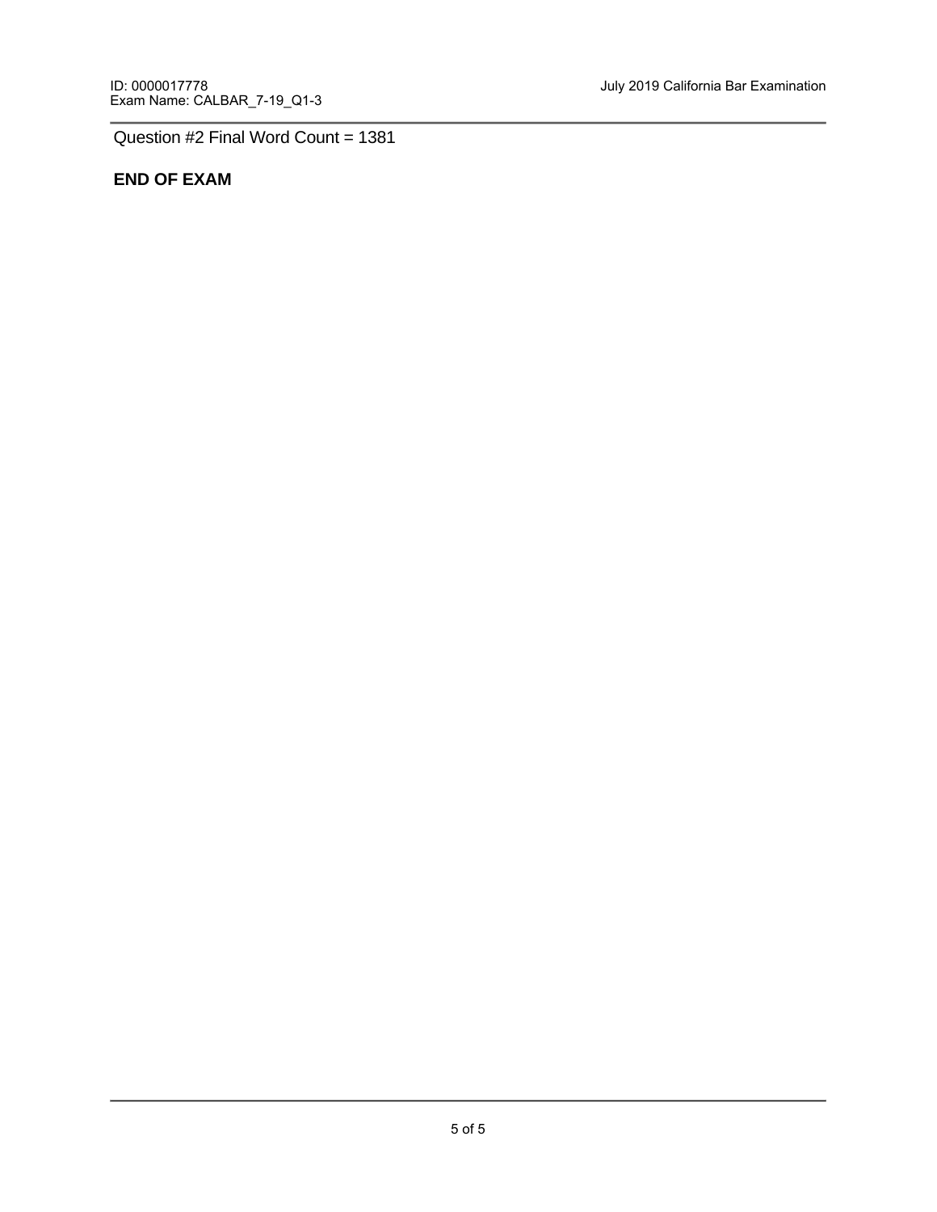Question #2 Final Word Count = 1381

**END OF EXAM**